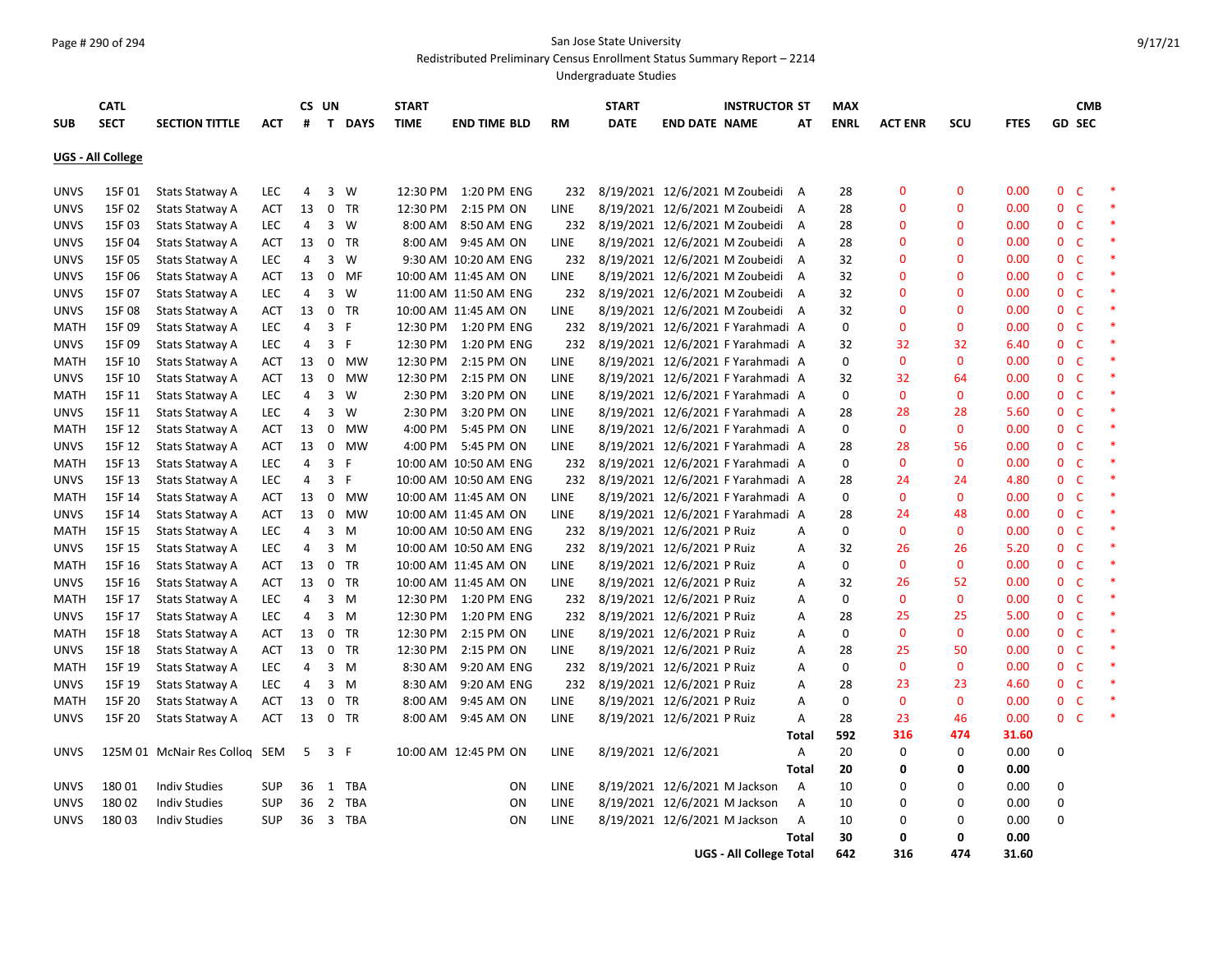San Jose State University

Redistributed Preliminary Census Enrollment Status Summary Report – 2214

Undergraduate Studies

| SUB | CATL SECT | SECTION TITTLE | ACT | CS # | UN T | DAYS | START TIME | END TIME | BLD | RM | START DATE | END DATE | INSTRUCTOR NAME | ST AT | MAX ENRL | ACT ENR | SCU | FTES | GD | CMB SEC | |
|---|---|---|---|---|---|---|---|---|---|---|---|---|---|---|---|---|---|---|---|---|---|
| **UGS - All College** | | | | | | | | | | | | | | | | | | | | | |
| UNVS | 15F 01 | Stats Statway A | LEC | 4 | 3 | W | 12:30 PM | 1:20 PM | ENG | 232 | 8/19/2021 | 12/6/2021 | M Zoubeidi | A | 28 | 0 | 0 | 0.00 | 0 | C | * |
| UNVS | 15F 02 | Stats Statway A | ACT | 13 | 0 | TR | 12:30 PM | 2:15 PM | ON | LINE | 8/19/2021 | 12/6/2021 | M Zoubeidi | A | 28 | 0 | 0 | 0.00 | 0 | C | * |
| UNVS | 15F 03 | Stats Statway A | LEC | 4 | 3 | W | 8:00 AM | 8:50 AM | ENG | 232 | 8/19/2021 | 12/6/2021 | M Zoubeidi | A | 28 | 0 | 0 | 0.00 | 0 | C | * |
| UNVS | 15F 04 | Stats Statway A | ACT | 13 | 0 | TR | 8:00 AM | 9:45 AM | ON | LINE | 8/19/2021 | 12/6/2021 | M Zoubeidi | A | 28 | 0 | 0 | 0.00 | 0 | C | * |
| UNVS | 15F 05 | Stats Statway A | LEC | 4 | 3 | W | 9:30 AM | 10:20 AM | ENG | 232 | 8/19/2021 | 12/6/2021 | M Zoubeidi | A | 32 | 0 | 0 | 0.00 | 0 | C | * |
| UNVS | 15F 06 | Stats Statway A | ACT | 13 | 0 | MF | 10:00 AM | 11:45 AM | ON | LINE | 8/19/2021 | 12/6/2021 | M Zoubeidi | A | 32 | 0 | 0 | 0.00 | 0 | C | * |
| UNVS | 15F 07 | Stats Statway A | LEC | 4 | 3 | W | 11:00 AM | 11:50 AM | ENG | 232 | 8/19/2021 | 12/6/2021 | M Zoubeidi | A | 32 | 0 | 0 | 0.00 | 0 | C | * |
| UNVS | 15F 08 | Stats Statway A | ACT | 13 | 0 | TR | 10:00 AM | 11:45 AM | ON | LINE | 8/19/2021 | 12/6/2021 | M Zoubeidi | A | 32 | 0 | 0 | 0.00 | 0 | C | * |
| MATH | 15F 09 | Stats Statway A | LEC | 4 | 3 | F | 12:30 PM | 1:20 PM | ENG | 232 | 8/19/2021 | 12/6/2021 | F Yarahmadi | A | 0 | 0 | 0 | 0.00 | 0 | C | * |
| UNVS | 15F 09 | Stats Statway A | LEC | 4 | 3 | F | 12:30 PM | 1:20 PM | ENG | 232 | 8/19/2021 | 12/6/2021 | F Yarahmadi | A | 32 | 32 | 32 | 6.40 | 0 | C | * |
| MATH | 15F 10 | Stats Statway A | ACT | 13 | 0 | MW | 12:30 PM | 2:15 PM | ON | LINE | 8/19/2021 | 12/6/2021 | F Yarahmadi | A | 0 | 0 | 0 | 0.00 | 0 | C | * |
| UNVS | 15F 10 | Stats Statway A | ACT | 13 | 0 | MW | 12:30 PM | 2:15 PM | ON | LINE | 8/19/2021 | 12/6/2021 | F Yarahmadi | A | 32 | 32 | 64 | 0.00 | 0 | C | * |
| MATH | 15F 11 | Stats Statway A | LEC | 4 | 3 | W | 2:30 PM | 3:20 PM | ON | LINE | 8/19/2021 | 12/6/2021 | F Yarahmadi | A | 0 | 0 | 0 | 0.00 | 0 | C | * |
| UNVS | 15F 11 | Stats Statway A | LEC | 4 | 3 | W | 2:30 PM | 3:20 PM | ON | LINE | 8/19/2021 | 12/6/2021 | F Yarahmadi | A | 28 | 28 | 28 | 5.60 | 0 | C | * |
| MATH | 15F 12 | Stats Statway A | ACT | 13 | 0 | MW | 4:00 PM | 5:45 PM | ON | LINE | 8/19/2021 | 12/6/2021 | F Yarahmadi | A | 0 | 0 | 0 | 0.00 | 0 | C | * |
| UNVS | 15F 12 | Stats Statway A | ACT | 13 | 0 | MW | 4:00 PM | 5:45 PM | ON | LINE | 8/19/2021 | 12/6/2021 | F Yarahmadi | A | 28 | 28 | 56 | 0.00 | 0 | C | * |
| MATH | 15F 13 | Stats Statway A | LEC | 4 | 3 | F | 10:00 AM | 10:50 AM | ENG | 232 | 8/19/2021 | 12/6/2021 | F Yarahmadi | A | 0 | 0 | 0 | 0.00 | 0 | C | * |
| UNVS | 15F 13 | Stats Statway A | LEC | 4 | 3 | F | 10:00 AM | 10:50 AM | ENG | 232 | 8/19/2021 | 12/6/2021 | F Yarahmadi | A | 28 | 24 | 24 | 4.80 | 0 | C | * |
| MATH | 15F 14 | Stats Statway A | ACT | 13 | 0 | MW | 10:00 AM | 11:45 AM | ON | LINE | 8/19/2021 | 12/6/2021 | F Yarahmadi | A | 0 | 0 | 0 | 0.00 | 0 | C | * |
| UNVS | 15F 14 | Stats Statway A | ACT | 13 | 0 | MW | 10:00 AM | 11:45 AM | ON | LINE | 8/19/2021 | 12/6/2021 | F Yarahmadi | A | 28 | 24 | 48 | 0.00 | 0 | C | * |
| MATH | 15F 15 | Stats Statway A | LEC | 4 | 3 | M | 10:00 AM | 10:50 AM | ENG | 232 | 8/19/2021 | 12/6/2021 | P Ruiz | A | 0 | 0 | 0 | 0.00 | 0 | C | * |
| UNVS | 15F 15 | Stats Statway A | LEC | 4 | 3 | M | 10:00 AM | 10:50 AM | ENG | 232 | 8/19/2021 | 12/6/2021 | P Ruiz | A | 32 | 26 | 26 | 5.20 | 0 | C | * |
| MATH | 15F 16 | Stats Statway A | ACT | 13 | 0 | TR | 10:00 AM | 11:45 AM | ON | LINE | 8/19/2021 | 12/6/2021 | P Ruiz | A | 0 | 0 | 0 | 0.00 | 0 | C | * |
| UNVS | 15F 16 | Stats Statway A | ACT | 13 | 0 | TR | 10:00 AM | 11:45 AM | ON | LINE | 8/19/2021 | 12/6/2021 | P Ruiz | A | 32 | 26 | 52 | 0.00 | 0 | C | * |
| MATH | 15F 17 | Stats Statway A | LEC | 4 | 3 | M | 12:30 PM | 1:20 PM | ENG | 232 | 8/19/2021 | 12/6/2021 | P Ruiz | A | 0 | 0 | 0 | 0.00 | 0 | C | * |
| UNVS | 15F 17 | Stats Statway A | LEC | 4 | 3 | M | 12:30 PM | 1:20 PM | ENG | 232 | 8/19/2021 | 12/6/2021 | P Ruiz | A | 28 | 25 | 25 | 5.00 | 0 | C | * |
| MATH | 15F 18 | Stats Statway A | ACT | 13 | 0 | TR | 12:30 PM | 2:15 PM | ON | LINE | 8/19/2021 | 12/6/2021 | P Ruiz | A | 0 | 0 | 0 | 0.00 | 0 | C | * |
| UNVS | 15F 18 | Stats Statway A | ACT | 13 | 0 | TR | 12:30 PM | 2:15 PM | ON | LINE | 8/19/2021 | 12/6/2021 | P Ruiz | A | 28 | 25 | 50 | 0.00 | 0 | C | * |
| MATH | 15F 19 | Stats Statway A | LEC | 4 | 3 | M | 8:30 AM | 9:20 AM | ENG | 232 | 8/19/2021 | 12/6/2021 | P Ruiz | A | 0 | 0 | 0 | 0.00 | 0 | C | * |
| UNVS | 15F 19 | Stats Statway A | LEC | 4 | 3 | M | 8:30 AM | 9:20 AM | ENG | 232 | 8/19/2021 | 12/6/2021 | P Ruiz | A | 28 | 23 | 23 | 4.60 | 0 | C | * |
| MATH | 15F 20 | Stats Statway A | ACT | 13 | 0 | TR | 8:00 AM | 9:45 AM | ON | LINE | 8/19/2021 | 12/6/2021 | P Ruiz | A | 0 | 0 | 0 | 0.00 | 0 | C | * |
| UNVS | 15F 20 | Stats Statway A | ACT | 13 | 0 | TR | 8:00 AM | 9:45 AM | ON | LINE | 8/19/2021 | 12/6/2021 | P Ruiz | A | 28 | 23 | 46 | 0.00 | 0 | C | * |
| | | | | | | | | | | | | | | **Total** | **592** | **316** | **474** | **31.60** | | | |
| UNVS | 125M 01 | McNair Res Colloq | SEM | 5 | 3 | F | 10:00 AM | 12:45 PM | ON | LINE | 8/19/2021 | 12/6/2021 | | A | 20 | 0 | 0 | 0.00 | 0 | | |
| | | | | | | | | | | | | | | **Total** | **20** | **0** | **0** | **0.00** | | | |
| UNVS | 180 01 | Indiv Studies | SUP | 36 | 1 | TBA | | | ON | LINE | 8/19/2021 | 12/6/2021 | M Jackson | A | 10 | 0 | 0 | 0.00 | 0 | | |
| UNVS | 180 02 | Indiv Studies | SUP | 36 | 2 | TBA | | | ON | LINE | 8/19/2021 | 12/6/2021 | M Jackson | A | 10 | 0 | 0 | 0.00 | 0 | | |
| UNVS | 180 03 | Indiv Studies | SUP | 36 | 3 | TBA | | | ON | LINE | 8/19/2021 | 12/6/2021 | M Jackson | A | 10 | 0 | 0 | 0.00 | 0 | | |
| | | | | | | | | | | | | | | **Total** | **30** | **0** | **0** | **0.00** | | | |
| | | | | | | | | | | | | | **UGS - All College Total** | | **642** | **316** | **474** | **31.60** | | | |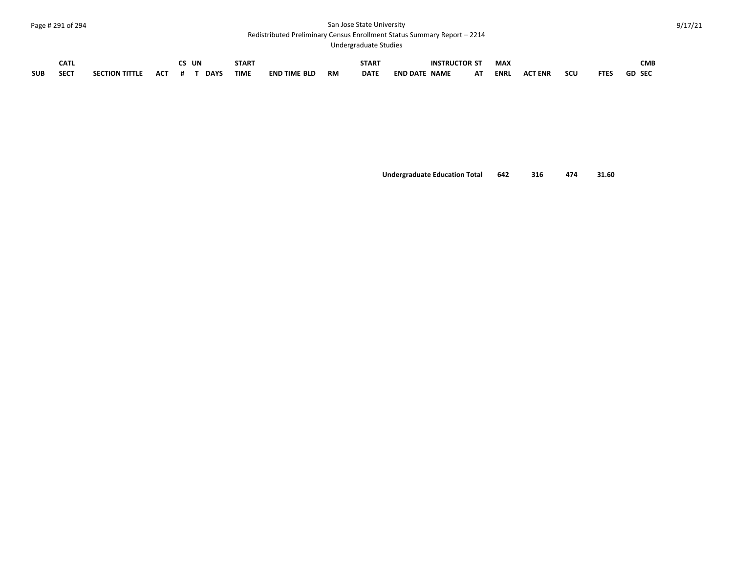| SUB | CATL SECT | SECTION TITTLE | ACT | CS # | UN T | DAYS | START TIME | END TIME | BLD | RM | START DATE | END DATE | INSTRUCTOR NAME | ST AT | MAX ENRL | ACT ENR | SCU | FTES | GD | CMB SEC |
|---|---|---|---|---|---|---|---|---|---|---|---|---|---|---|---|---|---|---|---|---|
| | | | | | | | | | | | | | **Undergraduate Education Total** | | **642** | **316** | **474** | **31.60** | | |